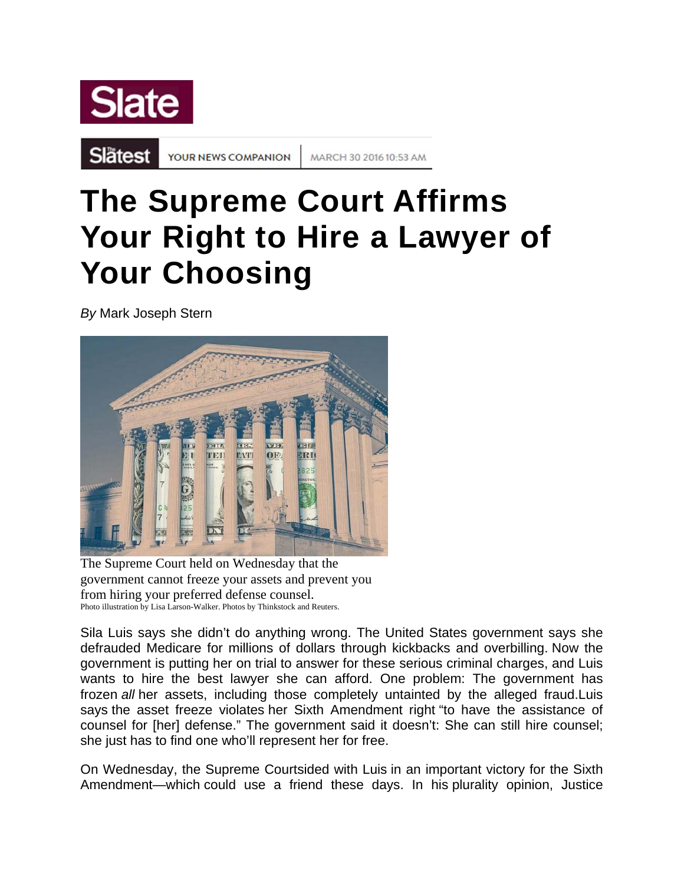Slate

Slatest YOUR NEWS COMPANION | MARCH 30 2016 10:53 AM

# The Supreme Court Affirms Your Right to Hire a Lawyer of Your Choosing

*By* Mark Joseph Stern

The Supreme Court held on Wednesday that the government cannot freeze your assets and prevent you from hiring your preferred defense counsel.
Photo illustration by Lisa Larson-Walker. Photos by Thinkstock and Reuters.

Sila Luis says she didn't do anything wrong. The United States government says she defrauded Medicare for millions of dollars through kickbacks and overbilling. Now the government is putting her on trial to answer for these serious criminal charges, and Luis wants to hire the best lawyer she can afford. One problem: The government has frozen *all* her assets, including those completely untainted by the alleged fraud.Luis says the asset freeze violates her Sixth Amendment right "to have the assistance of counsel for [her] defense." The government said it doesn't: She can still hire counsel; she just has to find one who'll represent her for free.

On Wednesday, the Supreme Courtsided with Luis in an important victory for the Sixth Amendment—which could use a friend these days. In his plurality opinion, Justice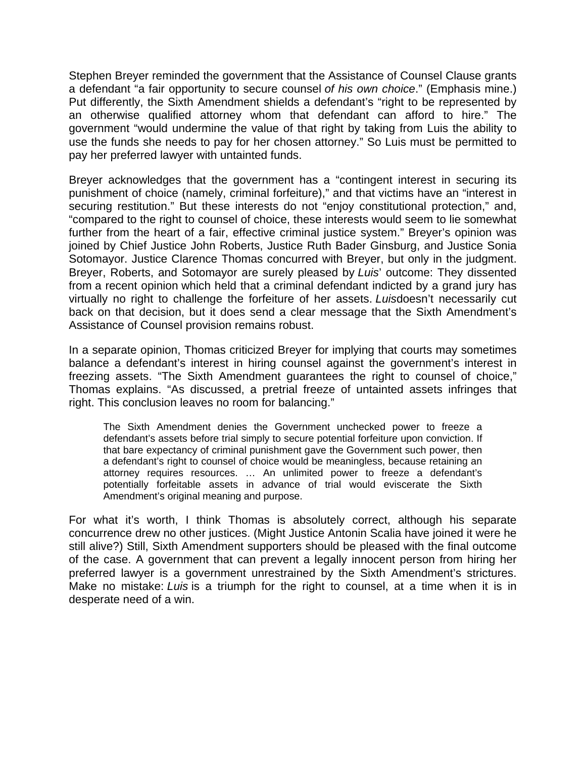Stephen Breyer reminded the government that the Assistance of Counsel Clause grants a defendant “a fair opportunity to secure counsel *of his own choice*.” (Emphasis mine.) Put differently, the Sixth Amendment shields a defendant’s “right to be represented by an otherwise qualified attorney whom that defendant can afford to hire.” The government “would undermine the value of that right by taking from Luis the ability to use the funds she needs to pay for her chosen attorney.” So Luis must be permitted to pay her preferred lawyer with untainted funds.

Breyer acknowledges that the government has a “contingent interest in securing its punishment of choice (namely, criminal forfeiture),” and that victims have an “interest in securing restitution.” But these interests do not “enjoy constitutional protection,” and, “compared to the right to counsel of choice, these interests would seem to lie somewhat further from the heart of a fair, effective criminal justice system.” Breyer’s opinion was joined by Chief Justice John Roberts, Justice Ruth Bader Ginsburg, and Justice Sonia Sotomayor. Justice Clarence Thomas concurred with Breyer, but only in the judgment. Breyer, Roberts, and Sotomayor are surely pleased by *Luis*’ outcome: They dissented from a recent opinion which held that a criminal defendant indicted by a grand jury has virtually no right to challenge the forfeiture of her assets. *Luis*doesn’t necessarily cut back on that decision, but it does send a clear message that the Sixth Amendment’s Assistance of Counsel provision remains robust.

In a separate opinion, Thomas criticized Breyer for implying that courts may sometimes balance a defendant’s interest in hiring counsel against the government’s interest in freezing assets. “The Sixth Amendment guarantees the right to counsel of choice,” Thomas explains. “As discussed, a pretrial freeze of untainted assets infringes that right. This conclusion leaves no room for balancing.”

> The Sixth Amendment denies the Government unchecked power to freeze a defendant’s assets before trial simply to secure potential forfeiture upon conviction. If that bare expectancy of criminal punishment gave the Government such power, then a defendant’s right to counsel of choice would be meaningless, because retaining an attorney requires resources. … An unlimited power to freeze a defendant’s potentially forfeitable assets in advance of trial would eviscerate the Sixth Amendment’s original meaning and purpose.

For what it’s worth, I think Thomas is absolutely correct, although his separate concurrence drew no other justices. (Might Justice Antonin Scalia have joined it were he still alive?) Still, Sixth Amendment supporters should be pleased with the final outcome of the case. A government that can prevent a legally innocent person from hiring her preferred lawyer is a government unrestrained by the Sixth Amendment’s strictures. Make no mistake: *Luis* is a triumph for the right to counsel, at a time when it is in desperate need of a win.